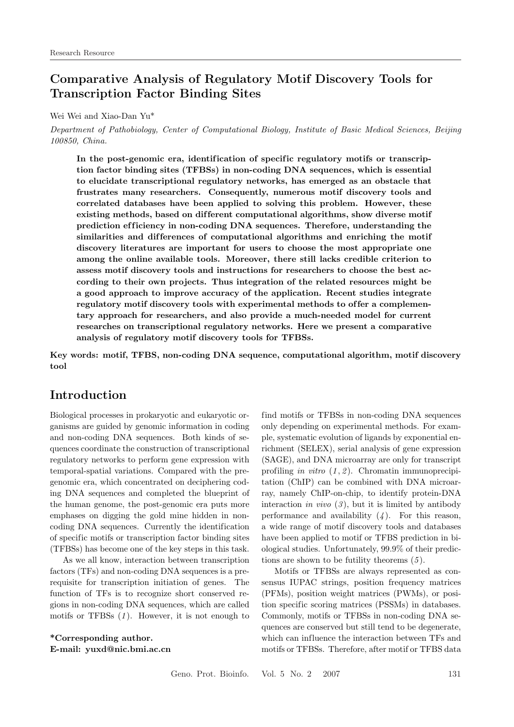Research Resource

# Comparative Analysis of Regulatory Motif Discovery Tools for Transcription Factor Binding Sites

Wei Wei and Xiao-Dan Yu*

*Department of Pathobiology, Center of Computational Biology, Institute of Basic Medical Sciences, Beijing 100850, China.*

**In the post-genomic era, identification of specific regulatory motifs or transcription factor binding sites (TFBSs) in non-coding DNA sequences, which is essential to elucidate transcriptional regulatory networks, has emerged as an obstacle that frustrates many researchers. Consequently, numerous motif discovery tools and correlated databases have been applied to solving this problem. However, these existing methods, based on different computational algorithms, show diverse motif prediction efficiency in non-coding DNA sequences. Therefore, understanding the similarities and differences of computational algorithms and enriching the motif discovery literatures are important for users to choose the most appropriate one among the online available tools. Moreover, there still lacks credible criterion to assess motif discovery tools and instructions for researchers to choose the best according to their own projects. Thus integration of the related resources might be a good approach to improve accuracy of the application. Recent studies integrate regulatory motif discovery tools with experimental methods to offer a complementary approach for researchers, and also provide a much-needed model for current researches on transcriptional regulatory networks. Here we present a comparative analysis of regulatory motif discovery tools for TFBSs.**

**Key words: motif, TFBS, non-coding DNA sequence, computational algorithm, motif discovery tool**

## Introduction

Biological processes in prokaryotic and eukaryotic organisms are guided by genomic information in coding and non-coding DNA sequences. Both kinds of sequences coordinate the construction of transcriptional regulatory networks to perform gene expression with temporal-spatial variations. Compared with the pre-genomic era, which concentrated on deciphering coding DNA sequences and completed the blueprint of the human genome, the post-genomic era puts more emphases on digging the gold mine hidden in non-coding DNA sequences. Currently the identification of specific motifs or transcription factor binding sites (TFBSs) has become one of the key steps in this task.

As we all know, interaction between transcription factors (TFs) and non-coding DNA sequences is a prerequisite for transcription initiation of genes. The function of TFs is to recognize short conserved regions in non-coding DNA sequences, which are called motifs or TFBSs (*1*). However, it is not enough to find motifs or TFBSs in non-coding DNA sequences only depending on experimental methods. For example, systematic evolution of ligands by exponential enrichment (SELEX), serial analysis of gene expression (SAGE), and DNA microarray are only for transcript profiling *in vitro* (*1*, *2*). Chromatin immunoprecipitation (ChIP) can be combined with DNA microarray, namely ChIP-on-chip, to identify protein-DNA interaction *in vivo* (*3*), but it is limited by antibody performance and availability (*4*). For this reason, a wide range of motif discovery tools and databases have been applied to motif or TFBS prediction in biological studies. Unfortunately, 99.9% of their predictions are shown to be futility theorems (*5*).

Motifs or TFBSs are always represented as consensus IUPAC strings, position frequency matrices (PFMs), position weight matrices (PWMs), or position specific scoring matrices (PSSMs) in databases. Commonly, motifs or TFBSs in non-coding DNA sequences are conserved but still tend to be degenerate, which can influence the interaction between TFs and motifs or TFBSs. Therefore, after motif or TFBS data

**\*Corresponding author.**
**E-mail: yuxd@nic.bmi.ac.cn**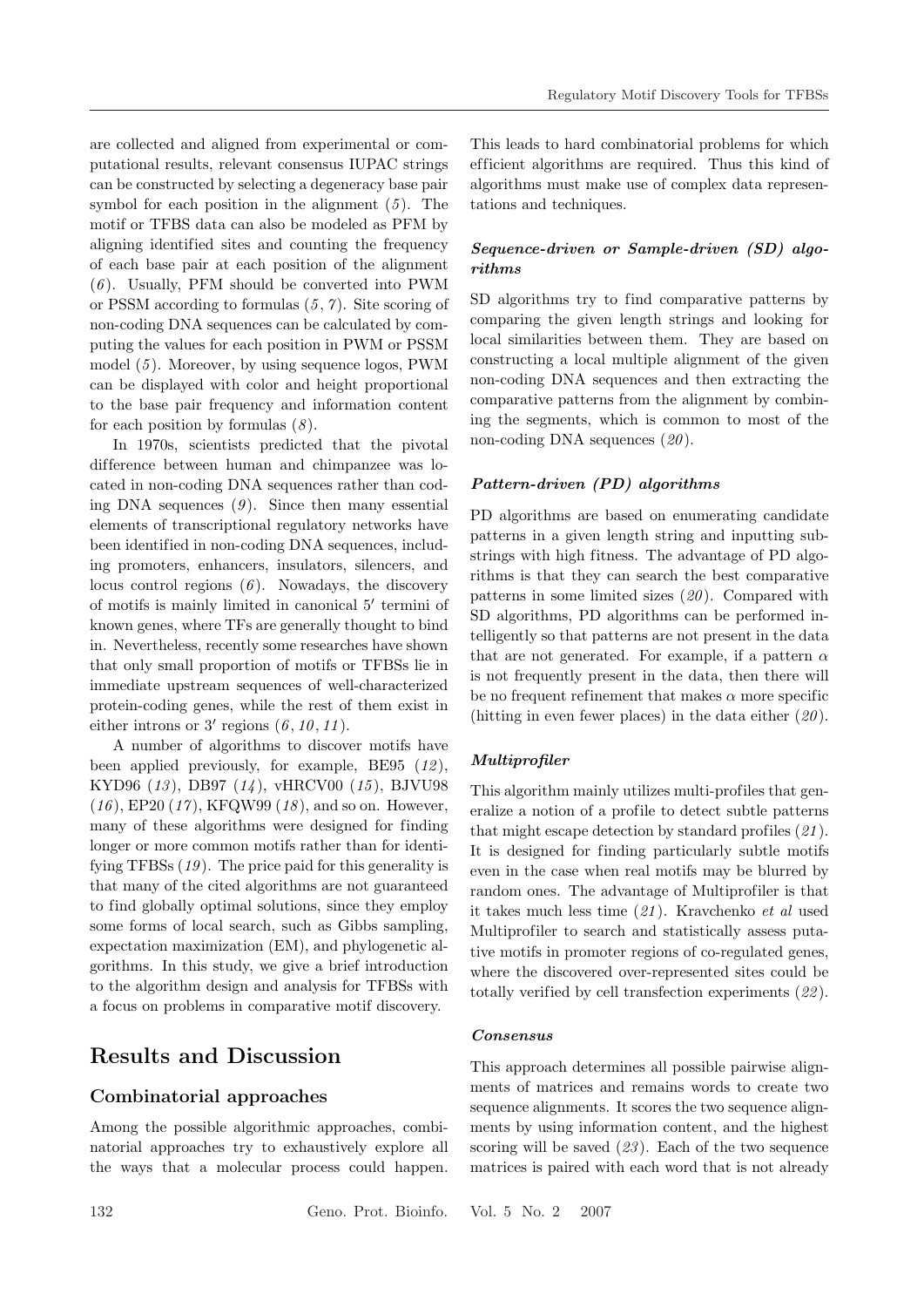are collected and aligned from experimental or computational results, relevant consensus IUPAC strings can be constructed by selecting a degeneracy base pair symbol for each position in the alignment (*5*). The motif or TFBS data can also be modeled as PFM by aligning identified sites and counting the frequency of each base pair at each position of the alignment (*6*). Usually, PFM should be converted into PWM or PSSM according to formulas (*5*, *7*). Site scoring of non-coding DNA sequences can be calculated by computing the values for each position in PWM or PSSM model (*5*). Moreover, by using sequence logos, PWM can be displayed with color and height proportional to the base pair frequency and information content for each position by formulas (*8*).

In 1970s, scientists predicted that the pivotal difference between human and chimpanzee was located in non-coding DNA sequences rather than coding DNA sequences (*9*). Since then many essential elements of transcriptional regulatory networks have been identified in non-coding DNA sequences, including promoters, enhancers, insulators, silencers, and locus control regions (*6*). Nowadays, the discovery of motifs is mainly limited in canonical $5'$ termini of known genes, where TFs are generally thought to bind in. Nevertheless, recently some researches have shown that only small proportion of motifs or TFBSs lie in immediate upstream sequences of well-characterized protein-coding genes, while the rest of them exist in either introns or $3'$ regions (*6*, *10*, *11*).

A number of algorithms to discover motifs have been applied previously, for example, BE95 (*12*), KYD96 (*13*), DB97 (*14*), vHRCV00 (*15*), BJVU98 (*16*), EP20 (*17*), KFQW99 (*18*), and so on. However, many of these algorithms were designed for finding longer or more common motifs rather than for identifying TFBSs (*19*). The price paid for this generality is that many of the cited algorithms are not guaranteed to find globally optimal solutions, since they employ some forms of local search, such as Gibbs sampling, expectation maximization (EM), and phylogenetic algorithms. In this study, we give a brief introduction to the algorithm design and analysis for TFBSs with a focus on problems in comparative motif discovery.

## Results and Discussion

### Combinatorial approaches

Among the possible algorithmic approaches, combinatorial approaches try to exhaustively explore all the ways that a molecular process could happen. This leads to hard combinatorial problems for which efficient algorithms are required. Thus this kind of algorithms must make use of complex data representations and techniques.

#### *Sequence-driven or Sample-driven (SD) algorithms*

SD algorithms try to find comparative patterns by comparing the given length strings and looking for local similarities between them. They are based on constructing a local multiple alignment of the given non-coding DNA sequences and then extracting the comparative patterns from the alignment by combining the segments, which is common to most of the non-coding DNA sequences (*20*).

#### *Pattern-driven (PD) algorithms*

PD algorithms are based on enumerating candidate patterns in a given length string and inputting substrings with high fitness. The advantage of PD algorithms is that they can search the best comparative patterns in some limited sizes (*20*). Compared with SD algorithms, PD algorithms can be performed intelligently so that patterns are not present in the data that are not generated. For example, if a pattern $\alpha$ is not frequently present in the data, then there will be no frequent refinement that makes $\alpha$ more specific (hitting in even fewer places) in the data either (*20*).

#### *Multiprofiler*

This algorithm mainly utilizes multi-profiles that generalize a notion of a profile to detect subtle patterns that might escape detection by standard profiles (*21*). It is designed for finding particularly subtle motifs even in the case when real motifs may be blurred by random ones. The advantage of Multiprofiler is that it takes much less time (*21*). Kravchenko *et al* used Multiprofiler to search and statistically assess putative motifs in promoter regions of co-regulated genes, where the discovered over-represented sites could be totally verified by cell transfection experiments (*22*).

#### *Consensus*

This approach determines all possible pairwise alignments of matrices and remains words to create two sequence alignments. It scores the two sequence alignments by using information content, and the highest scoring will be saved (*23*). Each of the two sequence matrices is paired with each word that is not already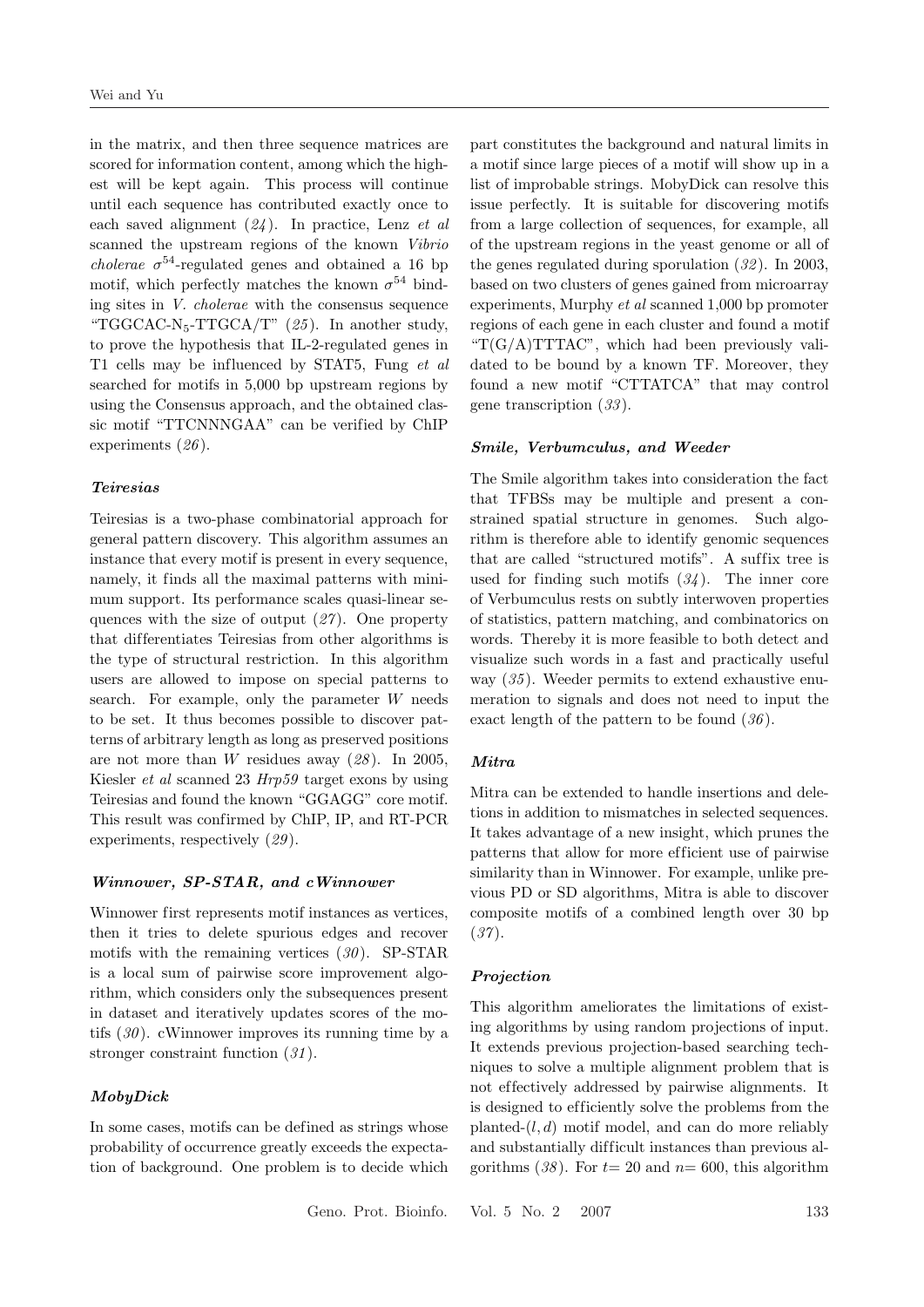in the matrix, and then three sequence matrices are scored for information content, among which the highest will be kept again. This process will continue until each sequence has contributed exactly once to each saved alignment (*24*). In practice, Lenz *et al* scanned the upstream regions of the known *Vibrio cholerae* $\sigma^{54}$-regulated genes and obtained a 16 bp motif, which perfectly matches the known $\sigma^{54}$ binding sites in *V. cholerae* with the consensus sequence "TGGCAC-$N_5$-TTGCA/T" (*25*). In another study, to prove the hypothesis that IL-2-regulated genes in T1 cells may be influenced by STAT5, Fung *et al* searched for motifs in 5,000 bp upstream regions by using the Consensus approach, and the obtained classic motif "TTCNNNGAA" can be verified by ChIP experiments (*26*).

### *Teiresias*

Teiresias is a two-phase combinatorial approach for general pattern discovery. This algorithm assumes an instance that every motif is present in every sequence, namely, it finds all the maximal patterns with minimum support. Its performance scales quasi-linear sequences with the size of output (*27*). One property that differentiates Teiresias from other algorithms is the type of structural restriction. In this algorithm users are allowed to impose on special patterns to search. For example, only the parameter $W$ needs to be set. It thus becomes possible to discover patterns of arbitrary length as long as preserved positions are not more than $W$ residues away (*28*). In 2005, Kiesler *et al* scanned 23 *Hrp59* target exons by using Teiresias and found the known "GGAGG" core motif. This result was confirmed by ChIP, IP, and RT-PCR experiments, respectively (*29*).

### *Winnower, SP-STAR, and cWinnower*

Winnower first represents motif instances as vertices, then it tries to delete spurious edges and recover motifs with the remaining vertices (*30*). SP-STAR is a local sum of pairwise score improvement algorithm, which considers only the subsequences present in dataset and iteratively updates scores of the motifs (*30*). cWinnower improves its running time by a stronger constraint function (*31*).

### *MobyDick*

In some cases, motifs can be defined as strings whose probability of occurrence greatly exceeds the expectation of background. One problem is to decide which part constitutes the background and natural limits in a motif since large pieces of a motif will show up in a list of improbable strings. MobyDick can resolve this issue perfectly. It is suitable for discovering motifs from a large collection of sequences, for example, all of the upstream regions in the yeast genome or all of the genes regulated during sporulation (*32*). In 2003, based on two clusters of genes gained from microarray experiments, Murphy *et al* scanned 1,000 bp promoter regions of each gene in each cluster and found a motif "T(G/A)TTTAC", which had been previously validated to be bound by a known TF. Moreover, they found a new motif "CTTATCA" that may control gene transcription (*33*).

### *Smile, Verbumculus, and Weeder*

The Smile algorithm takes into consideration the fact that TFBSs may be multiple and present a constrained spatial structure in genomes. Such algorithm is therefore able to identify genomic sequences that are called "structured motifs". A suffix tree is used for finding such motifs (*34*). The inner core of Verbumculus rests on subtly interwoven properties of statistics, pattern matching, and combinatorics on words. Thereby it is more feasible to both detect and visualize such words in a fast and practically useful way (*35*). Weeder permits to extend exhaustive enumeration to signals and does not need to input the exact length of the pattern to be found (*36*).

### *Mitra*

Mitra can be extended to handle insertions and deletions in addition to mismatches in selected sequences. It takes advantage of a new insight, which prunes the patterns that allow for more efficient use of pairwise similarity than in Winnower. For example, unlike previous PD or SD algorithms, Mitra is able to discover composite motifs of a combined length over 30 bp (*37*).

### *Projection*

This algorithm ameliorates the limitations of existing algorithms by using random projections of input. It extends previous projection-based searching techniques to solve a multiple alignment problem that is not effectively addressed by pairwise alignments. It is designed to efficiently solve the problems from the planted-$(l, d)$ motif model, and can do more reliably and substantially difficult instances than previous algorithms (*38*). For $t = 20$ and $n = 600$, this algorithm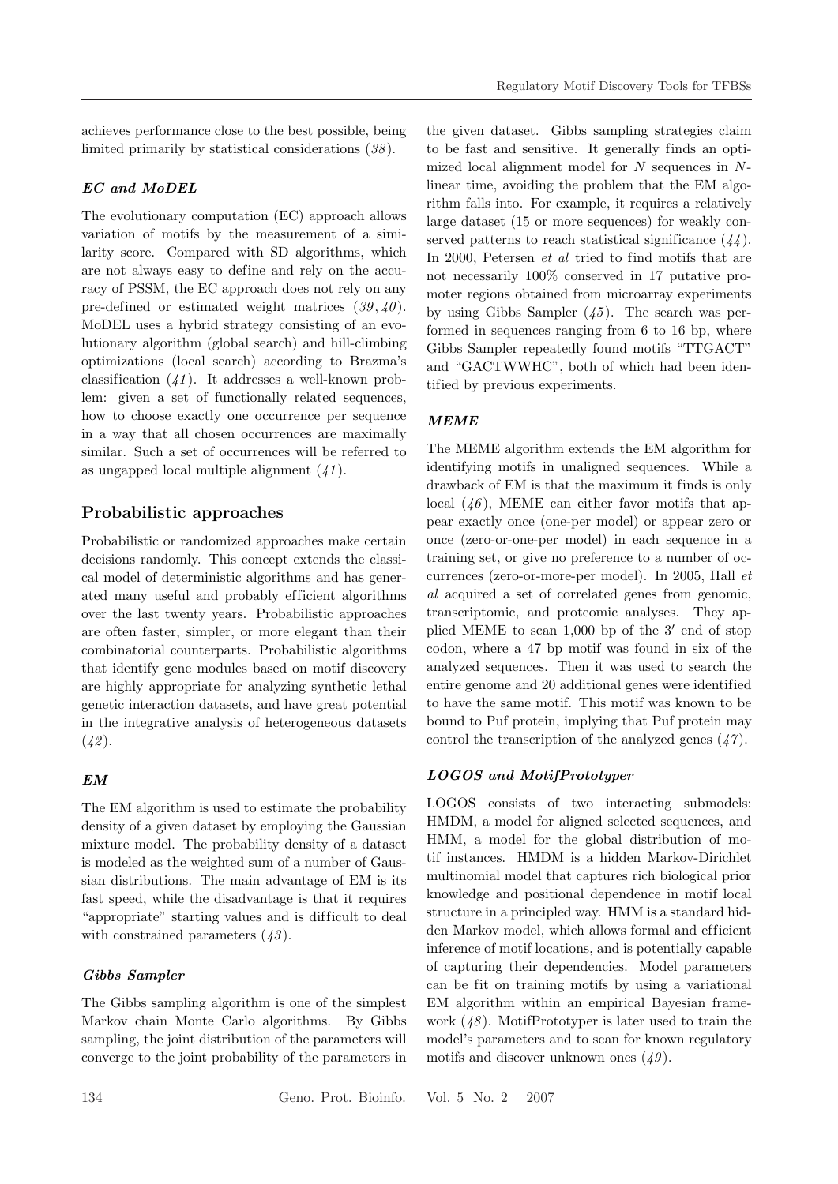achieves performance close to the best possible, being limited primarily by statistical considerations (*38*).

### *EC and MoDEL*

The evolutionary computation (EC) approach allows variation of motifs by the measurement of a similarity score. Compared with SD algorithms, which are not always easy to define and rely on the accuracy of PSSM, the EC approach does not rely on any pre-defined or estimated weight matrices (*39*, *40*). MoDEL uses a hybrid strategy consisting of an evolutionary algorithm (global search) and hill-climbing optimizations (local search) according to Brazma's classification (*41*). It addresses a well-known problem: given a set of functionally related sequences, how to choose exactly one occurrence per sequence in a way that all chosen occurrences are maximally similar. Such a set of occurrences will be referred to as ungapped local multiple alignment (*41*).

## Probabilistic approaches

Probabilistic or randomized approaches make certain decisions randomly. This concept extends the classical model of deterministic algorithms and has generated many useful and probably efficient algorithms over the last twenty years. Probabilistic approaches are often faster, simpler, or more elegant than their combinatorial counterparts. Probabilistic algorithms that identify gene modules based on motif discovery are highly appropriate for analyzing synthetic lethal genetic interaction datasets, and have great potential in the integrative analysis of heterogeneous datasets (*42*).

### *EM*

The EM algorithm is used to estimate the probability density of a given dataset by employing the Gaussian mixture model. The probability density of a dataset is modeled as the weighted sum of a number of Gaussian distributions. The main advantage of EM is its fast speed, while the disadvantage is that it requires "appropriate" starting values and is difficult to deal with constrained parameters (*43*).

### *Gibbs Sampler*

The Gibbs sampling algorithm is one of the simplest Markov chain Monte Carlo algorithms. By Gibbs sampling, the joint distribution of the parameters will converge to the joint probability of the parameters in the given dataset. Gibbs sampling strategies claim to be fast and sensitive. It generally finds an optimized local alignment model for $N$ sequences in $N$-linear time, avoiding the problem that the EM algorithm falls into. For example, it requires a relatively large dataset (15 or more sequences) for weakly conserved patterns to reach statistical significance (*44*). In 2000, Petersen *et al* tried to find motifs that are not necessarily 100% conserved in 17 putative promoter regions obtained from microarray experiments by using Gibbs Sampler (*45*). The search was performed in sequences ranging from 6 to 16 bp, where Gibbs Sampler repeatedly found motifs "TTGACT" and "GACTWWHC", both of which had been identified by previous experiments.

### *MEME*

The MEME algorithm extends the EM algorithm for identifying motifs in unaligned sequences. While a drawback of EM is that the maximum it finds is only local (*46*), MEME can either favor motifs that appear exactly once (one-per model) or appear zero or once (zero-or-one-per model) in each sequence in a training set, or give no preference to a number of occurrences (zero-or-more-per model). In 2005, Hall *et al* acquired a set of correlated genes from genomic, transcriptomic, and proteomic analyses. They applied MEME to scan 1,000 bp of the 3′ end of stop codon, where a 47 bp motif was found in six of the analyzed sequences. Then it was used to search the entire genome and 20 additional genes were identified to have the same motif. This motif was known to be bound to Puf protein, implying that Puf protein may control the transcription of the analyzed genes (*47*).

### *LOGOS and MotifPrototyper*

LOGOS consists of two interacting submodels: HMDM, a model for aligned selected sequences, and HMM, a model for the global distribution of motif instances. HMDM is a hidden Markov-Dirichlet multinomial model that captures rich biological prior knowledge and positional dependence in motif local structure in a principled way. HMM is a standard hidden Markov model, which allows formal and efficient inference of motif locations, and is potentially capable of capturing their dependencies. Model parameters can be fit on training motifs by using a variational EM algorithm within an empirical Bayesian framework (*48*). MotifPrototyper is later used to train the model's parameters and to scan for known regulatory motifs and discover unknown ones (*49*).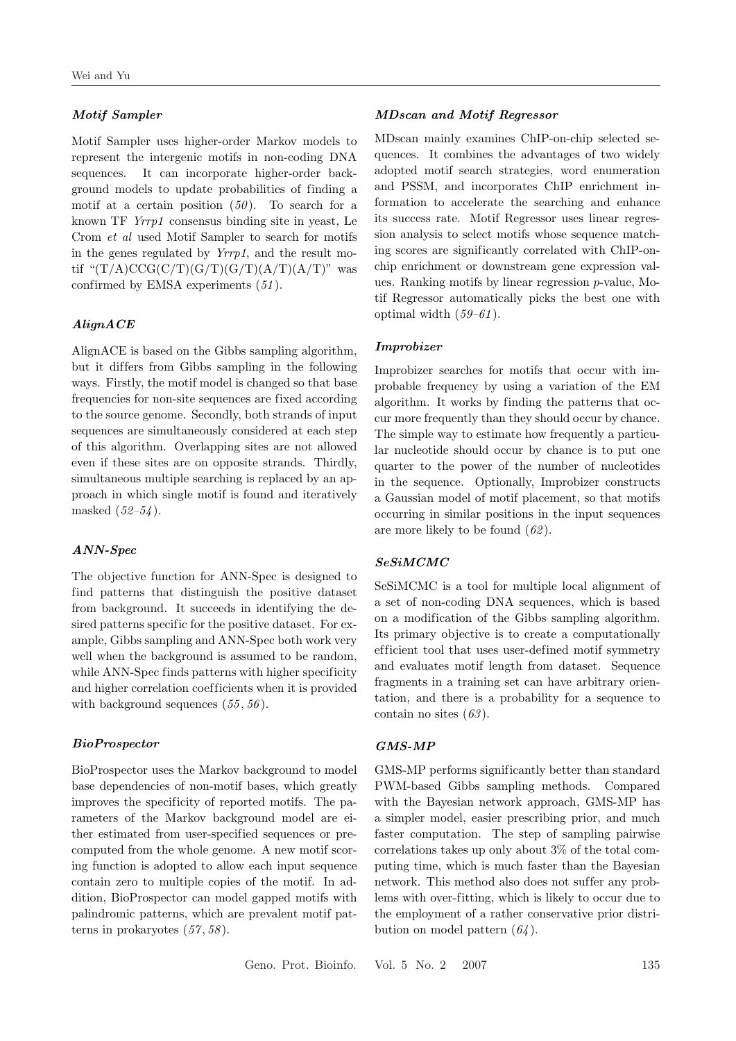### *Motif Sampler*

Motif Sampler uses higher-order Markov models to represent the intergenic motifs in non-coding DNA sequences. It can incorporate higher-order background models to update probabilities of finding a motif at a certain position (*50*). To search for a known TF *Yrrp1* consensus binding site in yeast, Le Crom *et al* used Motif Sampler to search for motifs in the genes regulated by *Yrrp1*, and the result motif "(T/A)CCG(C/T)(G/T)(G/T)(A/T)(A/T)" was confirmed by EMSA experiments (*51*).

### *AlignACE*

AlignACE is based on the Gibbs sampling algorithm, but it differs from Gibbs sampling in the following ways. Firstly, the motif model is changed so that base frequencies for non-site sequences are fixed according to the source genome. Secondly, both strands of input sequences are simultaneously considered at each step of this algorithm. Overlapping sites are not allowed even if these sites are on opposite strands. Thirdly, simultaneous multiple searching is replaced by an approach in which single motif is found and iteratively masked (*52–54*).

### *ANN-Spec*

The objective function for ANN-Spec is designed to find patterns that distinguish the positive dataset from background. It succeeds in identifying the desired patterns specific for the positive dataset. For example, Gibbs sampling and ANN-Spec both work very well when the background is assumed to be random, while ANN-Spec finds patterns with higher specificity and higher correlation coefficients when it is provided with background sequences (*55*, *56*).

### *BioProspector*

BioProspector uses the Markov background to model base dependencies of non-motif bases, which greatly improves the specificity of reported motifs. The parameters of the Markov background model are either estimated from user-specified sequences or precomputed from the whole genome. A new motif scoring function is adopted to allow each input sequence contain zero to multiple copies of the motif. In addition, BioProspector can model gapped motifs with palindromic patterns, which are prevalent motif patterns in prokaryotes (*57*, *58*).

### *MDscan and Motif Regressor*

MDscan mainly examines ChIP-on-chip selected sequences. It combines the advantages of two widely adopted motif search strategies, word enumeration and PSSM, and incorporates ChIP enrichment information to accelerate the searching and enhance its success rate. Motif Regressor uses linear regression analysis to select motifs whose sequence matching scores are significantly correlated with ChIP-on-chip enrichment or downstream gene expression values. Ranking motifs by linear regression *p*-value, Motif Regressor automatically picks the best one with optimal width (*59–61*).

### *Improbizer*

Improbizer searches for motifs that occur with improbable frequency by using a variation of the EM algorithm. It works by finding the patterns that occur more frequently than they should occur by chance. The simple way to estimate how frequently a particular nucleotide should occur by chance is to put one quarter to the power of the number of nucleotides in the sequence. Optionally, Improbizer constructs a Gaussian model of motif placement, so that motifs occurring in similar positions in the input sequences are more likely to be found (*62*).

### *SeSiMCMC*

SeSiMCMC is a tool for multiple local alignment of a set of non-coding DNA sequences, which is based on a modification of the Gibbs sampling algorithm. Its primary objective is to create a computationally efficient tool that uses user-defined motif symmetry and evaluates motif length from dataset. Sequence fragments in a training set can have arbitrary orientation, and there is a probability for a sequence to contain no sites (*63*).

### *GMS-MP*

GMS-MP performs significantly better than standard PWM-based Gibbs sampling methods. Compared with the Bayesian network approach, GMS-MP has a simpler model, easier prescribing prior, and much faster computation. The step of sampling pairwise correlations takes up only about 3% of the total computing time, which is much faster than the Bayesian network. This method also does not suffer any problems with over-fitting, which is likely to occur due to the employment of a rather conservative prior distribution on model pattern (*64*).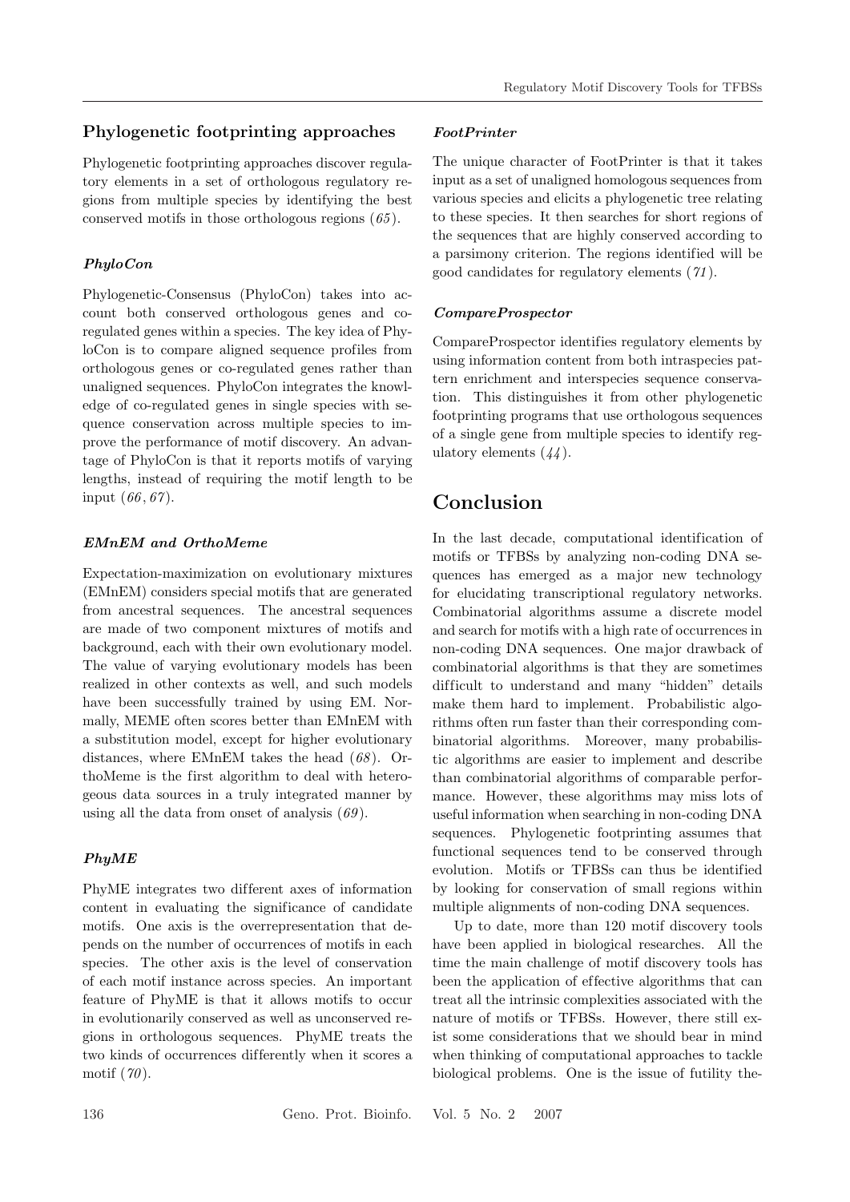### Phylogenetic footprinting approaches

Phylogenetic footprinting approaches discover regulatory elements in a set of orthologous regulatory regions from multiple species by identifying the best conserved motifs in those orthologous regions (*65*).

#### *PhyloCon*

Phylogenetic-Consensus (PhyloCon) takes into account both conserved orthologous genes and co-regulated genes within a species. The key idea of PhyloCon is to compare aligned sequence profiles from orthologous genes or co-regulated genes rather than unaligned sequences. PhyloCon integrates the knowledge of co-regulated genes in single species with sequence conservation across multiple species to improve the performance of motif discovery. An advantage of PhyloCon is that it reports motifs of varying lengths, instead of requiring the motif length to be input (*66*, *67*).

#### *EMnEM and OrthoMeme*

Expectation-maximization on evolutionary mixtures (EMnEM) considers special motifs that are generated from ancestral sequences. The ancestral sequences are made of two component mixtures of motifs and background, each with their own evolutionary model. The value of varying evolutionary models has been realized in other contexts as well, and such models have been successfully trained by using EM. Normally, MEME often scores better than EMnEM with a substitution model, except for higher evolutionary distances, where EMnEM takes the head (*68*). OrthoMeme is the first algorithm to deal with heterogeous data sources in a truly integrated manner by using all the data from onset of analysis (*69*).

#### *PhyME*

PhyME integrates two different axes of information content in evaluating the significance of candidate motifs. One axis is the overrepresentation that depends on the number of occurrences of motifs in each species. The other axis is the level of conservation of each motif instance across species. An important feature of PhyME is that it allows motifs to occur in evolutionarily conserved as well as unconserved regions in orthologous sequences. PhyME treats the two kinds of occurrences differently when it scores a motif (*70*).

#### *FootPrinter*

The unique character of FootPrinter is that it takes input as a set of unaligned homologous sequences from various species and elicits a phylogenetic tree relating to these species. It then searches for short regions of the sequences that are highly conserved according to a parsimony criterion. The regions identified will be good candidates for regulatory elements (*71*).

#### *CompareProspector*

CompareProspector identifies regulatory elements by using information content from both intraspecies pattern enrichment and interspecies sequence conservation. This distinguishes it from other phylogenetic footprinting programs that use orthologous sequences of a single gene from multiple species to identify regulatory elements (*44*).

## Conclusion

In the last decade, computational identification of motifs or TFBSs by analyzing non-coding DNA sequences has emerged as a major new technology for elucidating transcriptional regulatory networks. Combinatorial algorithms assume a discrete model and search for motifs with a high rate of occurrences in non-coding DNA sequences. One major drawback of combinatorial algorithms is that they are sometimes difficult to understand and many "hidden" details make them hard to implement. Probabilistic algorithms often run faster than their corresponding combinatorial algorithms. Moreover, many probabilistic algorithms are easier to implement and describe than combinatorial algorithms of comparable performance. However, these algorithms may miss lots of useful information when searching in non-coding DNA sequences. Phylogenetic footprinting assumes that functional sequences tend to be conserved through evolution. Motifs or TFBSs can thus be identified by looking for conservation of small regions within multiple alignments of non-coding DNA sequences.

Up to date, more than 120 motif discovery tools have been applied in biological researches. All the time the main challenge of motif discovery tools has been the application of effective algorithms that can treat all the intrinsic complexities associated with the nature of motifs or TFBSs. However, there still exist some considerations that we should bear in mind when thinking of computational approaches to tackle biological problems. One is the issue of futility the-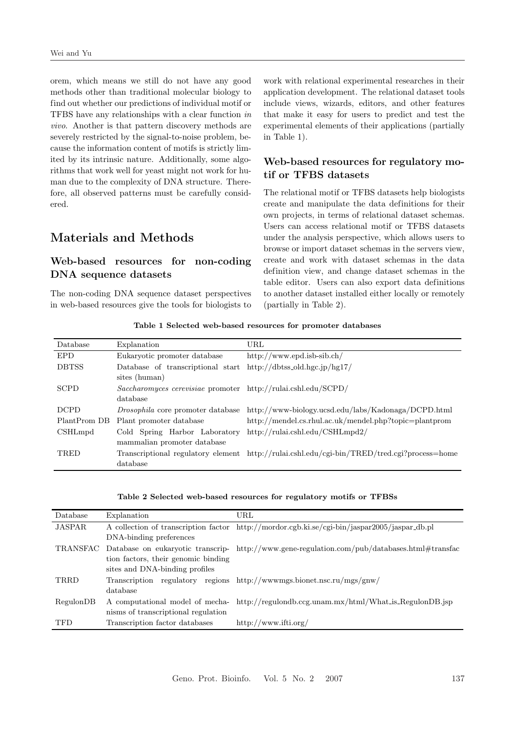orem, which means we still do not have any good methods other than traditional molecular biology to find out whether our predictions of individual motif or TFBS have any relationships with a clear function *in vivo*. Another is that pattern discovery methods are severely restricted by the signal-to-noise problem, because the information content of motifs is strictly limited by its intrinsic nature. Additionally, some algorithms that work well for yeast might not work for human due to the complexity of DNA structure. Therefore, all observed patterns must be carefully considered.

# Materials and Methods

## Web-based resources for non-coding DNA sequence datasets

The non-coding DNA sequence dataset perspectives in web-based resources give the tools for biologists to work with relational experimental researches in their application development. The relational dataset tools include views, wizards, editors, and other features that make it easy for users to predict and test the experimental elements of their applications (partially in Table 1).

## Web-based resources for regulatory motif or TFBS datasets

The relational motif or TFBS datasets help biologists create and manipulate the data definitions for their own projects, in terms of relational dataset schemas. Users can access relational motif or TFBS datasets under the analysis perspective, which allows users to browse or import dataset schemas in the servers view, create and work with dataset schemas in the data definition view, and change dataset schemas in the table editor. Users can also export data definitions to another dataset installed either locally or remotely (partially in Table 2).

**Table 1 Selected web-based resources for promoter databases**

| Database | Explanation | URL |
|---|---|---|
| EPD | Eukaryotic promoter database | http://www.epd.isb-sib.ch/ |
| DBTSS | Database of transcriptional start sites (human) | http://dbtss_old.hgc.jp/hg17/ |
| SCPD | *Saccharomyces cerevisiae* promoter database | http://rulai.cshl.edu/SCPD/ |
| DCPD | *Drosophila* core promoter database | http://www-biology.ucsd.edu/labs/Kadonaga/DCPD.html |
| PlantProm DB | Plant promoter database | http://mendel.cs.rhul.ac.uk/mendel.php?topic=plantprom |
| CSHLmpd | Cold Spring Harbor Laboratory mammalian promoter database | http://rulai.cshl.edu/CSHLmpd2/ |
| TRED | Transcriptional regulatory element database | http://rulai.cshl.edu/cgi-bin/TRED/tred.cgi?process=home |

**Table 2 Selected web-based resources for regulatory motifs or TFBSs**

| Database | Explanation | URL |
|---|---|---|
| JASPAR | A collection of transcription factor DNA-binding preferences | http://mordor.cgb.ki.se/cgi-bin/jaspar2005/jaspar_db.pl |
| TRANSFAC | Database on eukaryotic transcription factors, their genomic binding sites and DNA-binding profiles | http://www.gene-regulation.com/pub/databases.html#transfac |
| TRRD | Transcription regulatory regions database | http://wwwmgs.bionet.nsc.ru/mgs/gnw/ |
| RegulonDB | A computational model of mechanisms of transcriptional regulation | http://regulondb.ccg.unam.mx/html/What_is_RegulonDB.jsp |
| TFD | Transcription factor databases | http://www.ifti.org/ |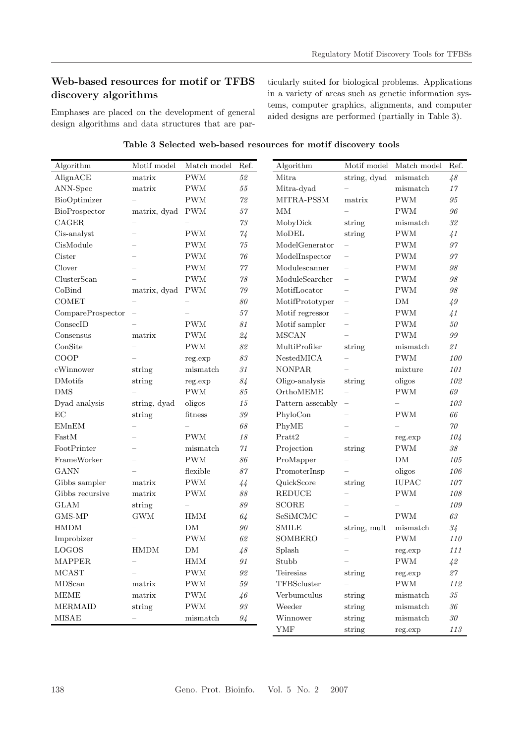## Web-based resources for motif or TFBS discovery algorithms

Emphases are placed on the development of general design algorithms and data structures that are particularly suited for biological problems. Applications in a variety of areas such as genetic information systems, computer graphics, alignments, and computer aided designs are performed (partially in Table 3).

**Table 3 Selected web-based resources for motif discovery tools**

| Algorithm | Motif model | Match model | Ref. |
|---|---|---|---|
| AlignACE | matrix | PWM | *52* |
| ANN-Spec | matrix | PWM | *55* |
| BioOptimizer | – | PWM | *72* |
| BioProspector | matrix, dyad | PWM | *57* |
| CAGER | – | – | *73* |
| Cis-analyst | – | PWM | *74* |
| CisModule | – | PWM | *75* |
| Cister | – | PWM | *76* |
| Clover | – | PWM | *77* |
| ClusterScan | – | PWM | *78* |
| CoBind | matrix, dyad | PWM | *79* |
| COMET | – | – | *80* |
| CompareProspector | – | – | *57* |
| ConsecID | – | PWM | *81* |
| Consensus | matrix | PWM | *24* |
| ConSite | – | PWM | *82* |
| COOP | – | reg.exp | *83* |
| cWinnower | string | mismatch | *31* |
| DMotifs | string | reg.exp | *84* |
| DMS | – | PWM | *85* |
| Dyad analysis | string, dyad | oligos | *15* |
| EC | string | fitness | *39* |
| EMnEM | – | – | *68* |
| FastM | – | PWM | *18* |
| FootPrinter | – | mismatch | *71* |
| FrameWorker | – | PWM | *86* |
| GANN | – | flexible | *87* |
| Gibbs sampler | matrix | PWM | *44* |
| Gibbs recursive | matrix | PWM | *88* |
| GLAM | string | – | *89* |
| GMS-MP | GWM | HMM | *64* |
| HMDM | – | DM | *90* |
| Improbizer | – | PWM | *62* |
| LOGOS | HMDM | DM | *48* |
| MAPPER | – | HMM | *91* |
| MCAST | – | PWM | *92* |
| MDScan | matrix | PWM | *59* |
| MEME | matrix | PWM | *46* |
| MERMAID | string | PWM | *93* |
| MISAE | – | mismatch | *94* |
| Mitra | string, dyad | mismatch | *48* |
| Mitra-dyad | – | mismatch | *17* |
| MITRA-PSSM | matrix | PWM | *95* |
| MM | – | PWM | *96* |
| MobyDick | string | mismatch | *32* |
| MoDEL | string | PWM | *41* |
| ModelGenerator | – | PWM | *97* |
| ModelInspector | – | PWM | *97* |
| Modulescanner | – | PWM | *98* |
| ModuleSearcher | – | PWM | *98* |
| MotifLocator | – | PWM | *98* |
| MotifPrototyper | – | DM | *49* |
| Motif regressor | – | PWM | *41* |
| Motif sampler | – | PWM | *50* |
| MSCAN | – | PWM | *99* |
| MultiProfiler | string | mismatch | *21* |
| NestedMICA | – | PWM | *100* |
| NONPAR | – | mixture | *101* |
| Oligo-analysis | string | oligos | *102* |
| OrthoMEME | – | PWM | *69* |
| Pattern-assembly | – | – | *103* |
| PhyloCon | – | PWM | *66* |
| PhyME | – | – | *70* |
| Pratt2 | – | reg.exp | *104* |
| Projection | string | PWM | *38* |
| ProMapper | – | DM | *105* |
| PromoterInsp | – | oligos | *106* |
| QuickScore | string | IUPAC | *107* |
| REDUCE | – | PWM | *108* |
| SCORE | – | – | *109* |
| SeSiMCMC | – | PWM | *63* |
| SMILE | string, mult | mismatch | *34* |
| SOMBERO | – | PWM | *110* |
| Splash | – | reg.exp | *111* |
| Stubb | – | PWM | *42* |
| Teiresias | string | reg.exp | *27* |
| TFBScluster | – | PWM | *112* |
| Verbumculus | string | mismatch | *35* |
| Weeder | string | mismatch | *36* |
| Winnower | string | mismatch | *30* |
| YMF | string | reg.exp | *113* |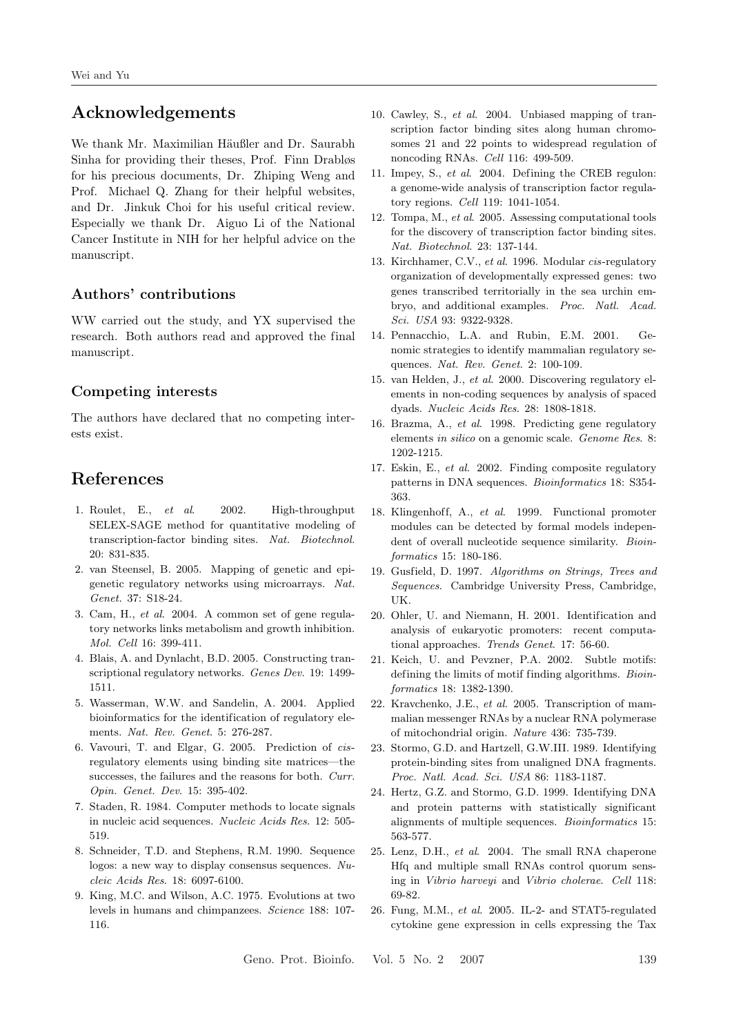## Acknowledgements

We thank Mr. Maximilian Häußler and Dr. Saurabh Sinha for providing their theses, Prof. Finn Drabløs for his precious documents, Dr. Zhiping Weng and Prof. Michael Q. Zhang for their helpful websites, and Dr. Jinkuk Choi for his useful critical review. Especially we thank Dr. Aiguo Li of the National Cancer Institute in NIH for her helpful advice on the manuscript.

### Authors' contributions

WW carried out the study, and YX supervised the research. Both authors read and approved the final manuscript.

### Competing interests

The authors have declared that no competing interests exist.

## References

1. Roulet, E., *et al*. 2002. High-throughput SELEX-SAGE method for quantitative modeling of transcription-factor binding sites. *Nat. Biotechnol.* 20: 831-835.
2. van Steensel, B. 2005. Mapping of genetic and epigenetic regulatory networks using microarrays. *Nat. Genet.* 37: S18-24.
3. Cam, H., *et al*. 2004. A common set of gene regulatory networks links metabolism and growth inhibition. *Mol. Cell* 16: 399-411.
4. Blais, A. and Dynlacht, B.D. 2005. Constructing transcriptional regulatory networks. *Genes Dev.* 19: 1499-1511.
5. Wasserman, W.W. and Sandelin, A. 2004. Applied bioinformatics for the identification of regulatory elements. *Nat. Rev. Genet.* 5: 276-287.
6. Vavouri, T. and Elgar, G. 2005. Prediction of *cis*-regulatory elements using binding site matrices—the successes, the failures and the reasons for both. *Curr. Opin. Genet. Dev.* 15: 395-402.
7. Staden, R. 1984. Computer methods to locate signals in nucleic acid sequences. *Nucleic Acids Res.* 12: 505-519.
8. Schneider, T.D. and Stephens, R.M. 1990. Sequence logos: a new way to display consensus sequences. *Nucleic Acids Res.* 18: 6097-6100.
9. King, M.C. and Wilson, A.C. 1975. Evolutions at two levels in humans and chimpanzees. *Science* 188: 107-116.
10. Cawley, S., *et al*. 2004. Unbiased mapping of transcription factor binding sites along human chromosomes 21 and 22 points to widespread regulation of noncoding RNAs. *Cell* 116: 499-509.
11. Impey, S., *et al*. 2004. Defining the CREB regulon: a genome-wide analysis of transcription factor regulatory regions. *Cell* 119: 1041-1054.
12. Tompa, M., *et al*. 2005. Assessing computational tools for the discovery of transcription factor binding sites. *Nat. Biotechnol.* 23: 137-144.
13. Kirchhamer, C.V., *et al*. 1996. Modular *cis*-regulatory organization of developmentally expressed genes: two genes transcribed territorially in the sea urchin embryo, and additional examples. *Proc. Natl. Acad. Sci. USA* 93: 9322-9328.
14. Pennacchio, L.A. and Rubin, E.M. 2001. Genomic strategies to identify mammalian regulatory sequences. *Nat. Rev. Genet.* 2: 100-109.
15. van Helden, J., *et al*. 2000. Discovering regulatory elements in non-coding sequences by analysis of spaced dyads. *Nucleic Acids Res.* 28: 1808-1818.
16. Brazma, A., *et al*. 1998. Predicting gene regulatory elements *in silico* on a genomic scale. *Genome Res.* 8: 1202-1215.
17. Eskin, E., *et al*. 2002. Finding composite regulatory patterns in DNA sequences. *Bioinformatics* 18: S354-363.
18. Klingenhoff, A., *et al*. 1999. Functional promoter modules can be detected by formal models independent of overall nucleotide sequence similarity. *Bioinformatics* 15: 180-186.
19. Gusfield, D. 1997. *Algorithms on Strings, Trees and Sequences*. Cambridge University Press, Cambridge, UK.
20. Ohler, U. and Niemann, H. 2001. Identification and analysis of eukaryotic promoters: recent computational approaches. *Trends Genet.* 17: 56-60.
21. Keich, U. and Pevzner, P.A. 2002. Subtle motifs: defining the limits of motif finding algorithms. *Bioinformatics* 18: 1382-1390.
22. Kravchenko, J.E., *et al*. 2005. Transcription of mammalian messenger RNAs by a nuclear RNA polymerase of mitochondrial origin. *Nature* 436: 735-739.
23. Stormo, G.D. and Hartzell, G.W.III. 1989. Identifying protein-binding sites from unaligned DNA fragments. *Proc. Natl. Acad. Sci. USA* 86: 1183-1187.
24. Hertz, G.Z. and Stormo, G.D. 1999. Identifying DNA and protein patterns with statistically significant alignments of multiple sequences. *Bioinformatics* 15: 563-577.
25. Lenz, D.H., *et al*. 2004. The small RNA chaperone Hfq and multiple small RNAs control quorum sensing in *Vibrio harveyi* and *Vibrio cholerae*. *Cell* 118: 69-82.
26. Fung, M.M., *et al*. 2005. IL-2- and STAT5-regulated cytokine gene expression in cells expressing the Tax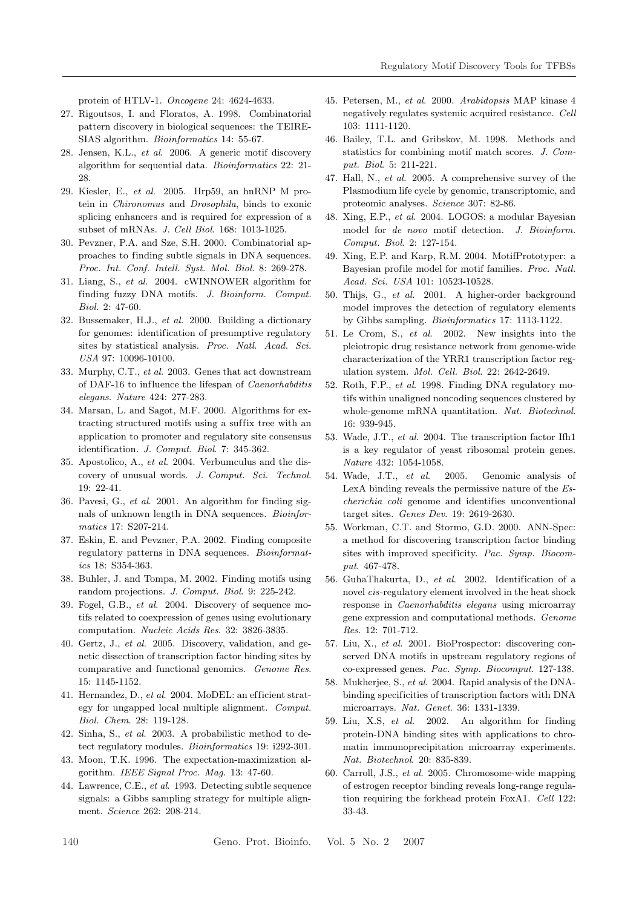protein of HTLV-1. *Oncogene* 24: 4624-4633.

27. Rigoutsos, I. and Floratos, A. 1998. Combinatorial pattern discovery in biological sequences: the TEIRESIAS algorithm. *Bioinformatics* 14: 55-67.
28. Jensen, K.L., *et al*. 2006. A generic motif discovery algorithm for sequential data. *Bioinformatics* 22: 21-28.
29. Kiesler, E., *et al*. 2005. Hrp59, an hnRNP M protein in *Chironomus* and *Drosophila*, binds to exonic splicing enhancers and is required for expression of a subset of mRNAs. *J. Cell Biol*. 168: 1013-1025.
30. Pevzner, P.A. and Sze, S.H. 2000. Combinatorial approaches to finding subtle signals in DNA sequences. *Proc. Int. Conf. Intell. Syst. Mol. Biol*. 8: 269-278.
31. Liang, S., *et al*. 2004. cWINNOWER algorithm for finding fuzzy DNA motifs. *J. Bioinform. Comput. Biol*. 2: 47-60.
32. Bussemaker, H.J., *et al*. 2000. Building a dictionary for genomes: identification of presumptive regulatory sites by statistical analysis. *Proc. Natl. Acad. Sci. USA* 97: 10096-10100.
33. Murphy, C.T., *et al*. 2003. Genes that act downstream of DAF-16 to influence the lifespan of *Caenorhabditis elegans*. *Nature* 424: 277-283.
34. Marsan, L. and Sagot, M.F. 2000. Algorithms for extracting structured motifs using a suffix tree with an application to promoter and regulatory site consensus identification. *J. Comput. Biol*. 7: 345-362.
35. Apostolico, A., *et al*. 2004. Verbumculus and the discovery of unusual words. *J. Comput. Sci. Technol*. 19: 22-41.
36. Pavesi, G., *et al*. 2001. An algorithm for finding signals of unknown length in DNA sequences. *Bioinformatics* 17: S207-214.
37. Eskin, E. and Pevzner, P.A. 2002. Finding composite regulatory patterns in DNA sequences. *Bioinformatics* 18: S354-363.
38. Buhler, J. and Tompa, M. 2002. Finding motifs using random projections. *J. Comput. Biol*. 9: 225-242.
39. Fogel, G.B., *et al*. 2004. Discovery of sequence motifs related to coexpression of genes using evolutionary computation. *Nucleic Acids Res*. 32: 3826-3835.
40. Gertz, J., *et al*. 2005. Discovery, validation, and genetic dissection of transcription factor binding sites by comparative and functional genomics. *Genome Res*. 15: 1145-1152.
41. Hernandez, D., *et al*. 2004. MoDEL: an efficient strategy for ungapped local multiple alignment. *Comput. Biol. Chem*. 28: 119-128.
42. Sinha, S., *et al*. 2003. A probabilistic method to detect regulatory modules. *Bioinformatics* 19: i292-301.
43. Moon, T.K. 1996. The expectation-maximization algorithm. *IEEE Signal Proc. Mag.* 13: 47-60.
44. Lawrence, C.E., *et al*. 1993. Detecting subtle sequence signals: a Gibbs sampling strategy for multiple alignment. *Science* 262: 208-214.
45. Petersen, M., *et al*. 2000. *Arabidopsis* MAP kinase 4 negatively regulates systemic acquired resistance. *Cell* 103: 1111-1120.
46. Bailey, T.L. and Gribskov, M. 1998. Methods and statistics for combining motif match scores. *J. Comput. Biol*. 5: 211-221.
47. Hall, N., *et al*. 2005. A comprehensive survey of the Plasmodium life cycle by genomic, transcriptomic, and proteomic analyses. *Science* 307: 82-86.
48. Xing, E.P., *et al*. 2004. LOGOS: a modular Bayesian model for *de novo* motif detection. *J. Bioinform. Comput. Biol*. 2: 127-154.
49. Xing, E.P. and Karp, R.M. 2004. MotifPrototyper: a Bayesian profile model for motif families. *Proc. Natl. Acad. Sci. USA* 101: 10523-10528.
50. Thijs, G., *et al*. 2001. A higher-order background model improves the detection of regulatory elements by Gibbs sampling. *Bioinformatics* 17: 1113-1122.
51. Le Crom, S., *et al*. 2002. New insights into the pleiotropic drug resistance network from genome-wide characterization of the YRR1 transcription factor regulation system. *Mol. Cell. Biol*. 22: 2642-2649.
52. Roth, F.P., *et al*. 1998. Finding DNA regulatory motifs within unaligned noncoding sequences clustered by whole-genome mRNA quantitation. *Nat. Biotechnol*. 16: 939-945.
53. Wade, J.T., *et al*. 2004. The transcription factor Ifh1 is a key regulator of yeast ribosomal protein genes. *Nature* 432: 1054-1058.
54. Wade, J.T., *et al*. 2005. Genomic analysis of LexA binding reveals the permissive nature of the *Escherichia coli* genome and identifies unconventional target sites. *Genes Dev*. 19: 2619-2630.
55. Workman, C.T. and Stormo, G.D. 2000. ANN-Spec: a method for discovering transcription factor binding sites with improved specificity. *Pac. Symp. Biocomput*. 467-478.
56. GuhaThakurta, D., *et al*. 2002. Identification of a novel *cis*-regulatory element involved in the heat shock response in *Caenorhabditis elegans* using microarray gene expression and computational methods. *Genome Res*. 12: 701-712.
57. Liu, X., *et al*. 2001. BioProspector: discovering conserved DNA motifs in upstream regulatory regions of co-expressed genes. *Pac. Symp. Biocomput*. 127-138.
58. Mukherjee, S., *et al*. 2004. Rapid analysis of the DNA-binding specificities of transcription factors with DNA microarrays. *Nat. Genet*. 36: 1331-1339.
59. Liu, X.S, *et al*. 2002. An algorithm for finding protein-DNA binding sites with applications to chromatin immunoprecipitation microarray experiments. *Nat. Biotechnol*. 20: 835-839.
60. Carroll, J.S., *et al*. 2005. Chromosome-wide mapping of estrogen receptor binding reveals long-range regulation requiring the forkhead protein FoxA1. *Cell* 122: 33-43.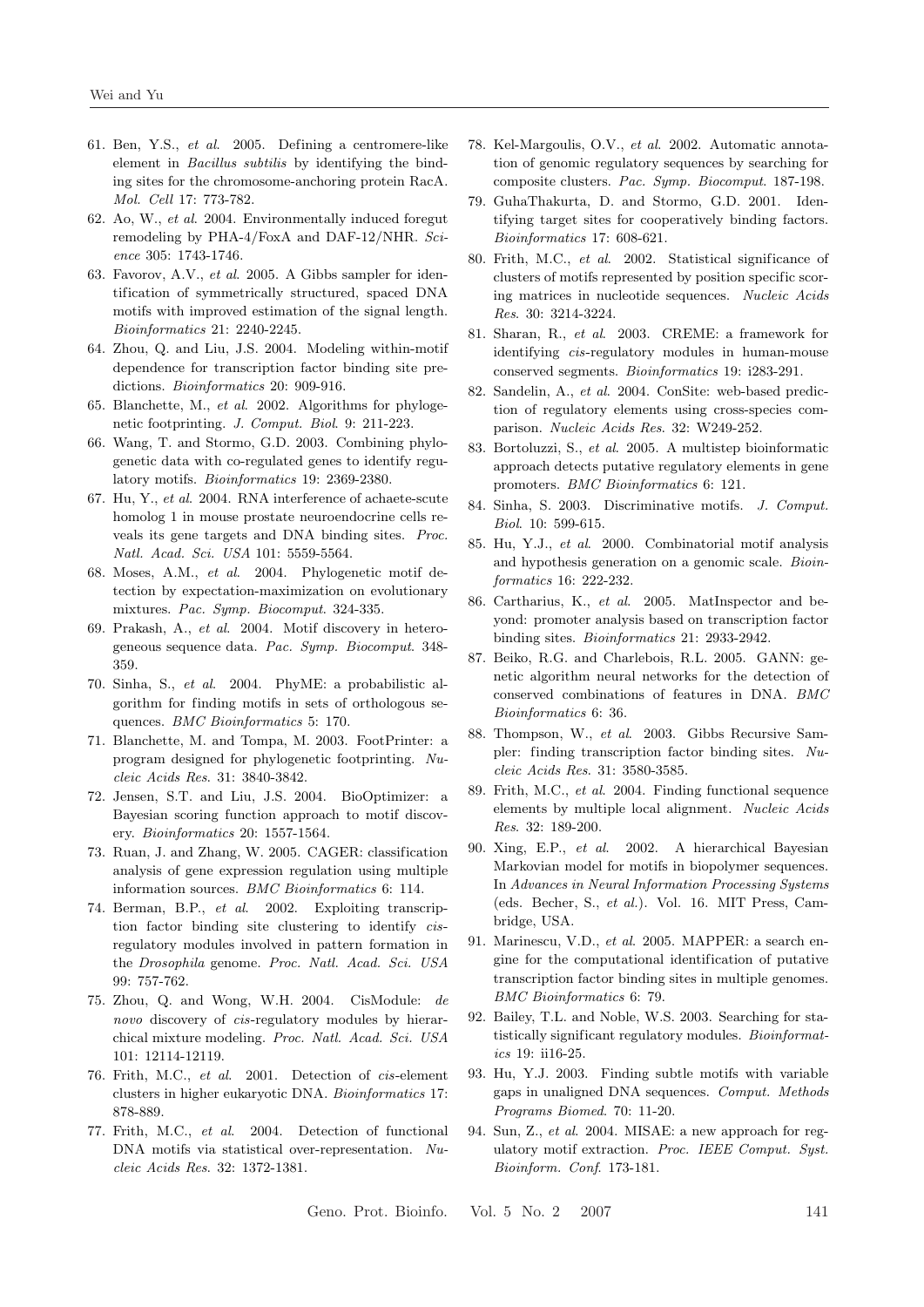61. Ben, Y.S., *et al.* 2005. Defining a centromere-like element in *Bacillus subtilis* by identifying the binding sites for the chromosome-anchoring protein RacA. *Mol. Cell* 17: 773-782.
62. Ao, W., *et al.* 2004. Environmentally induced foregut remodeling by PHA-4/FoxA and DAF-12/NHR. *Science* 305: 1743-1746.
63. Favorov, A.V., *et al.* 2005. A Gibbs sampler for identification of symmetrically structured, spaced DNA motifs with improved estimation of the signal length. *Bioinformatics* 21: 2240-2245.
64. Zhou, Q. and Liu, J.S. 2004. Modeling within-motif dependence for transcription factor binding site predictions. *Bioinformatics* 20: 909-916.
65. Blanchette, M., *et al.* 2002. Algorithms for phylogenetic footprinting. *J. Comput. Biol.* 9: 211-223.
66. Wang, T. and Stormo, G.D. 2003. Combining phylogenetic data with co-regulated genes to identify regulatory motifs. *Bioinformatics* 19: 2369-2380.
67. Hu, Y., *et al.* 2004. RNA interference of achaete-scute homolog 1 in mouse prostate neuroendocrine cells reveals its gene targets and DNA binding sites. *Proc. Natl. Acad. Sci. USA* 101: 5559-5564.
68. Moses, A.M., *et al.* 2004. Phylogenetic motif detection by expectation-maximization on evolutionary mixtures. *Pac. Symp. Biocomput.* 324-335.
69. Prakash, A., *et al.* 2004. Motif discovery in heterogeneous sequence data. *Pac. Symp. Biocomput.* 348-359.
70. Sinha, S., *et al.* 2004. PhyME: a probabilistic algorithm for finding motifs in sets of orthologous sequences. *BMC Bioinformatics* 5: 170.
71. Blanchette, M. and Tompa, M. 2003. FootPrinter: a program designed for phylogenetic footprinting. *Nucleic Acids Res.* 31: 3840-3842.
72. Jensen, S.T. and Liu, J.S. 2004. BioOptimizer: a Bayesian scoring function approach to motif discovery. *Bioinformatics* 20: 1557-1564.
73. Ruan, J. and Zhang, W. 2005. CAGER: classification analysis of gene expression regulation using multiple information sources. *BMC Bioinformatics* 6: 114.
74. Berman, B.P., *et al.* 2002. Exploiting transcription factor binding site clustering to identify *cis*-regulatory modules involved in pattern formation in the *Drosophila* genome. *Proc. Natl. Acad. Sci. USA* 99: 757-762.
75. Zhou, Q. and Wong, W.H. 2004. CisModule: *de novo* discovery of *cis*-regulatory modules by hierarchical mixture modeling. *Proc. Natl. Acad. Sci. USA* 101: 12114-12119.
76. Frith, M.C., *et al.* 2001. Detection of *cis*-element clusters in higher eukaryotic DNA. *Bioinformatics* 17: 878-889.
77. Frith, M.C., *et al.* 2004. Detection of functional DNA motifs via statistical over-representation. *Nucleic Acids Res.* 32: 1372-1381.
78. Kel-Margoulis, O.V., *et al.* 2002. Automatic annotation of genomic regulatory sequences by searching for composite clusters. *Pac. Symp. Biocomput.* 187-198.
79. GuhaThakurta, D. and Stormo, G.D. 2001. Identifying target sites for cooperatively binding factors. *Bioinformatics* 17: 608-621.
80. Frith, M.C., *et al.* 2002. Statistical significance of clusters of motifs represented by position specific scoring matrices in nucleotide sequences. *Nucleic Acids Res.* 30: 3214-3224.
81. Sharan, R., *et al.* 2003. CREME: a framework for identifying *cis*-regulatory modules in human-mouse conserved segments. *Bioinformatics* 19: i283-291.
82. Sandelin, A., *et al.* 2004. ConSite: web-based prediction of regulatory elements using cross-species comparison. *Nucleic Acids Res.* 32: W249-252.
83. Bortoluzzi, S., *et al.* 2005. A multistep bioinformatic approach detects putative regulatory elements in gene promoters. *BMC Bioinformatics* 6: 121.
84. Sinha, S. 2003. Discriminative motifs. *J. Comput. Biol.* 10: 599-615.
85. Hu, Y.J., *et al.* 2000. Combinatorial motif analysis and hypothesis generation on a genomic scale. *Bioinformatics* 16: 222-232.
86. Cartharius, K., *et al.* 2005. MatInspector and beyond: promoter analysis based on transcription factor binding sites. *Bioinformatics* 21: 2933-2942.
87. Beiko, R.G. and Charlebois, R.L. 2005. GANN: genetic algorithm neural networks for the detection of conserved combinations of features in DNA. *BMC Bioinformatics* 6: 36.
88. Thompson, W., *et al.* 2003. Gibbs Recursive Sampler: finding transcription factor binding sites. *Nucleic Acids Res.* 31: 3580-3585.
89. Frith, M.C., *et al.* 2004. Finding functional sequence elements by multiple local alignment. *Nucleic Acids Res.* 32: 189-200.
90. Xing, E.P., *et al.* 2002. A hierarchical Bayesian Markovian model for motifs in biopolymer sequences. In *Advances in Neural Information Processing Systems* (eds. Becher, S., *et al.*). Vol. 16. MIT Press, Cambridge, USA.
91. Marinescu, V.D., *et al.* 2005. MAPPER: a search engine for the computational identification of putative transcription factor binding sites in multiple genomes. *BMC Bioinformatics* 6: 79.
92. Bailey, T.L. and Noble, W.S. 2003. Searching for statistically significant regulatory modules. *Bioinformatics* 19: ii16-25.
93. Hu, Y.J. 2003. Finding subtle motifs with variable gaps in unaligned DNA sequences. *Comput. Methods Programs Biomed.* 70: 11-20.
94. Sun, Z., *et al.* 2004. MISAE: a new approach for regulatory motif extraction. *Proc. IEEE Comput. Syst. Bioinform. Conf.* 173-181.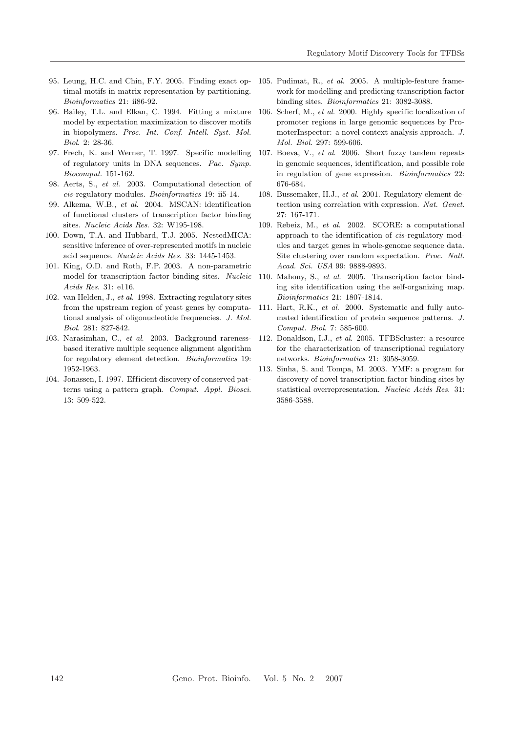95. Leung, H.C. and Chin, F.Y. 2005. Finding exact optimal motifs in matrix representation by partitioning. *Bioinformatics* 21: ii86-92.
96. Bailey, T.L. and Elkan, C. 1994. Fitting a mixture model by expectation maximization to discover motifs in biopolymers. *Proc. Int. Conf. Intell. Syst. Mol. Biol*. 2: 28-36.
97. Frech, K. and Werner, T. 1997. Specific modelling of regulatory units in DNA sequences. *Pac. Symp. Biocomput*. 151-162.
98. Aerts, S., *et al*. 2003. Computational detection of *cis*-regulatory modules. *Bioinformatics* 19: ii5-14.
99. Alkema, W.B., *et al*. 2004. MSCAN: identification of functional clusters of transcription factor binding sites. *Nucleic Acids Res*. 32: W195-198.
100. Down, T.A. and Hubbard, T.J. 2005. NestedMICA: sensitive inference of over-represented motifs in nucleic acid sequence. *Nucleic Acids Res*. 33: 1445-1453.
101. King, O.D. and Roth, F.P. 2003. A non-parametric model for transcription factor binding sites. *Nucleic Acids Res*. 31: e116.
102. van Helden, J., *et al*. 1998. Extracting regulatory sites from the upstream region of yeast genes by computational analysis of oligonucleotide frequencies. *J. Mol. Biol*. 281: 827-842.
103. Narasimhan, C., *et al*. 2003. Background rareness-based iterative multiple sequence alignment algorithm for regulatory element detection. *Bioinformatics* 19: 1952-1963.
104. Jonassen, I. 1997. Efficient discovery of conserved patterns using a pattern graph. *Comput. Appl. Biosci*. 13: 509-522.
105. Pudimat, R., *et al*. 2005. A multiple-feature framework for modelling and predicting transcription factor binding sites. *Bioinformatics* 21: 3082-3088.
106. Scherf, M., *et al*. 2000. Highly specific localization of promoter regions in large genomic sequences by PromoterInspector: a novel context analysis approach. *J. Mol. Biol*. 297: 599-606.
107. Boeva, V., *et al*. 2006. Short fuzzy tandem repeats in genomic sequences, identification, and possible role in regulation of gene expression. *Bioinformatics* 22: 676-684.
108. Bussemaker, H.J., *et al*. 2001. Regulatory element detection using correlation with expression. *Nat. Genet*. 27: 167-171.
109. Rebeiz, M., *et al*. 2002. SCORE: a computational approach to the identification of *cis*-regulatory modules and target genes in whole-genome sequence data. Site clustering over random expectation. *Proc. Natl. Acad. Sci. USA* 99: 9888-9893.
110. Mahony, S., *et al*. 2005. Transcription factor binding site identification using the self-organizing map. *Bioinformatics* 21: 1807-1814.
111. Hart, R.K., *et al*. 2000. Systematic and fully automated identification of protein sequence patterns. *J. Comput. Biol*. 7: 585-600.
112. Donaldson, I.J., *et al*. 2005. TFBScluster: a resource for the characterization of transcriptional regulatory networks. *Bioinformatics* 21: 3058-3059.
113. Sinha, S. and Tompa, M. 2003. YMF: a program for discovery of novel transcription factor binding sites by statistical overrepresentation. *Nucleic Acids Res*. 31: 3586-3588.